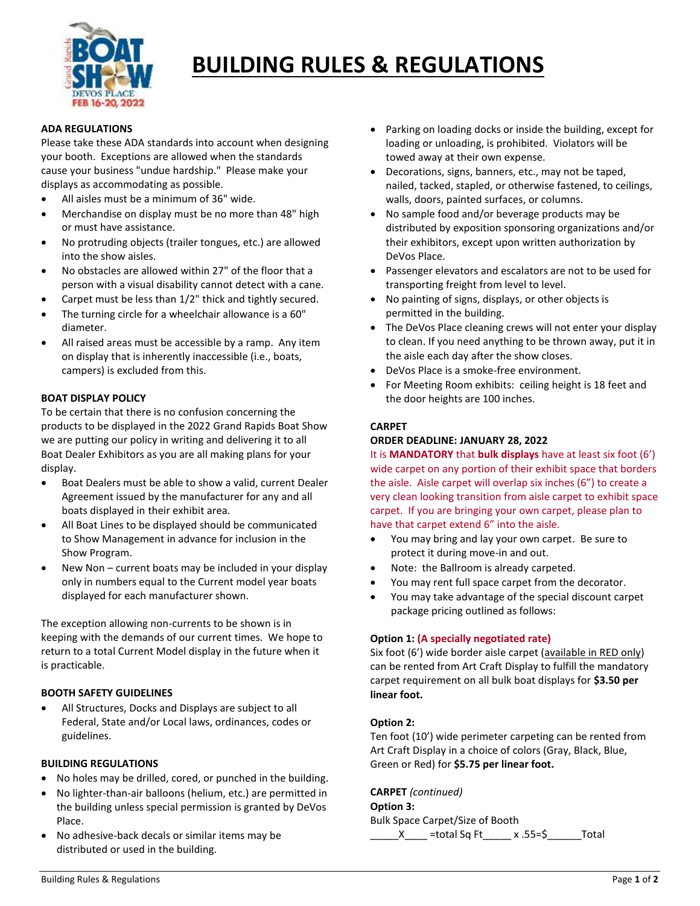# BUILDING RULES & REGULATIONS

## ADA REGULATIONS

Please take these ADA standards into account when designing your booth. Exceptions are allowed when the standards cause your business "undue hardship." Please make your displays as accommodating as possible.

- All aisles must be a minimum of 36" wide.
- Merchandise on display must be no more than 48" high or must have assistance.
- No protruding objects (trailer tongues, etc.) are allowed into the show aisles.
- No obstacles are allowed within 27" of the floor that a person with a visual disability cannot detect with a cane.
- Carpet must be less than 1/2" thick and tightly secured.
- The turning circle for a wheelchair allowance is a 60" diameter.
- All raised areas must be accessible by a ramp. Any item on display that is inherently inaccessible (i.e., boats, campers) is excluded from this.

## BOAT DISPLAY POLICY

To be certain that there is no confusion concerning the products to be displayed in the 2022 Grand Rapids Boat Show we are putting our policy in writing and delivering it to all Boat Dealer Exhibitors as you are all making plans for your display.

- Boat Dealers must be able to show a valid, current Dealer Agreement issued by the manufacturer for any and all boats displayed in their exhibit area.
- All Boat Lines to be displayed should be communicated to Show Management in advance for inclusion in the Show Program.
- New Non – current boats may be included in your display only in numbers equal to the Current model year boats displayed for each manufacturer shown.

The exception allowing non-currents to be shown is in keeping with the demands of our current times. We hope to return to a total Current Model display in the future when it is practicable.

## BOOTH SAFETY GUIDELINES

- All Structures, Docks and Displays are subject to all Federal, State and/or Local laws, ordinances, codes or guidelines.

## BUILDING REGULATIONS

- No holes may be drilled, cored, or punched in the building.
- No lighter-than-air balloons (helium, etc.) are permitted in the building unless special permission is granted by DeVos Place.
- No adhesive-back decals or similar items may be distributed or used in the building.
- Parking on loading docks or inside the building, except for loading or unloading, is prohibited. Violators will be towed away at their own expense.
- Decorations, signs, banners, etc., may not be taped, nailed, tacked, stapled, or otherwise fastened, to ceilings, walls, doors, painted surfaces, or columns.
- No sample food and/or beverage products may be distributed by exposition sponsoring organizations and/or their exhibitors, except upon written authorization by DeVos Place.
- Passenger elevators and escalators are not to be used for transporting freight from level to level.
- No painting of signs, displays, or other objects is permitted in the building.
- The DeVos Place cleaning crews will not enter your display to clean. If you need anything to be thrown away, put it in the aisle each day after the show closes.
- DeVos Place is a smoke-free environment.
- For Meeting Room exhibits: ceiling height is 18 feet and the door heights are 100 inches.

## CARPET

**ORDER DEADLINE: JANUARY 28, 2022**

It is **MANDATORY** that **bulk displays** have at least six foot (6') wide carpet on any portion of their exhibit space that borders the aisle. Aisle carpet will overlap six inches (6") to create a very clean looking transition from aisle carpet to exhibit space carpet. If you are bringing your own carpet, please plan to have that carpet extend 6" into the aisle.

- You may bring and lay your own carpet. Be sure to protect it during move-in and out.
- Note: the Ballroom is already carpeted.
- You may rent full space carpet from the decorator.
- You may take advantage of the special discount carpet package pricing outlined as follows:

**Option 1: (A specially negotiated rate)**

Six foot (6') wide border aisle carpet (available in RED only) can be rented from Art Craft Display to fulfill the mandatory carpet requirement on all bulk boat displays for **$3.50 per linear foot.**

**Option 2:**

Ten foot (10') wide perimeter carpeting can be rented from Art Craft Display in a choice of colors (Gray, Black, Blue, Green or Red) for **$5.75 per linear foot.**

**CARPET** *(continued)*

**Option 3:**

Bulk Space Carpet/Size of Booth

_____X____ =total Sq Ft_____ x .55=$______Total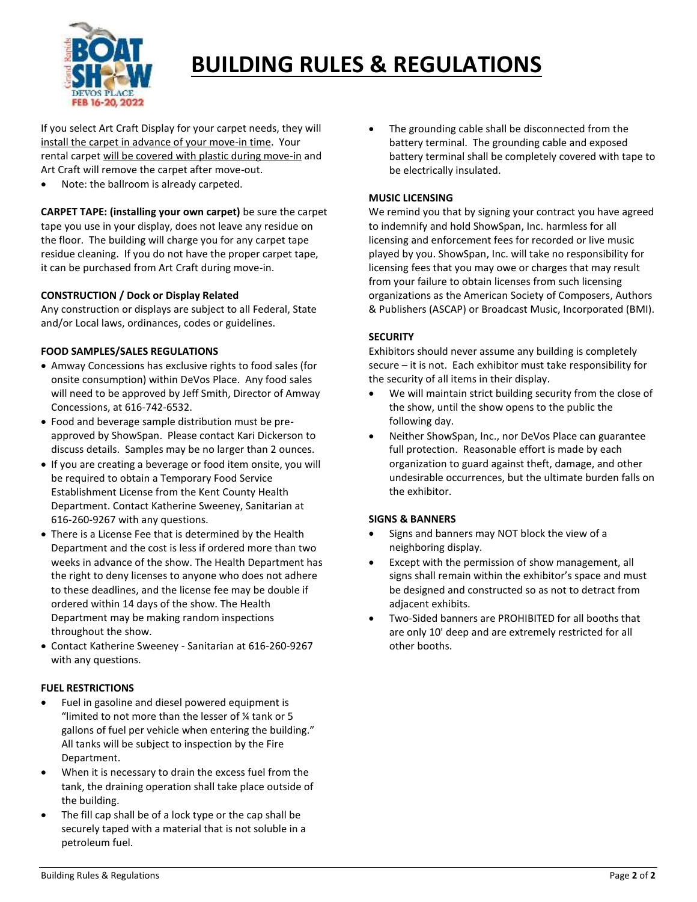# BUILDING RULES & REGULATIONS

If you select Art Craft Display for your carpet needs, they will install the carpet in advance of your move-in time. Your rental carpet will be covered with plastic during move-in and Art Craft will remove the carpet after move-out.

- Note: the ballroom is already carpeted.

**CARPET TAPE: (installing your own carpet)** be sure the carpet tape you use in your display, does not leave any residue on the floor. The building will charge you for any carpet tape residue cleaning. If you do not have the proper carpet tape, it can be purchased from Art Craft during move-in.

**CONSTRUCTION / Dock or Display Related**

Any construction or displays are subject to all Federal, State and/or Local laws, ordinances, codes or guidelines.

**FOOD SAMPLES/SALES REGULATIONS**

- Amway Concessions has exclusive rights to food sales (for onsite consumption) within DeVos Place. Any food sales will need to be approved by Jeff Smith, Director of Amway Concessions, at 616-742-6532.
- Food and beverage sample distribution must be pre-approved by ShowSpan. Please contact Kari Dickerson to discuss details. Samples may be no larger than 2 ounces.
- If you are creating a beverage or food item onsite, you will be required to obtain a Temporary Food Service Establishment License from the Kent County Health Department. Contact Katherine Sweeney, Sanitarian at 616-260-9267 with any questions.
- There is a License Fee that is determined by the Health Department and the cost is less if ordered more than two weeks in advance of the show. The Health Department has the right to deny licenses to anyone who does not adhere to these deadlines, and the license fee may be double if ordered within 14 days of the show. The Health Department may be making random inspections throughout the show.
- Contact Katherine Sweeney - Sanitarian at 616-260-9267 with any questions.

**FUEL RESTRICTIONS**

- Fuel in gasoline and diesel powered equipment is "limited to not more than the lesser of ¼ tank or 5 gallons of fuel per vehicle when entering the building." All tanks will be subject to inspection by the Fire Department.
- When it is necessary to drain the excess fuel from the tank, the draining operation shall take place outside of the building.
- The fill cap shall be of a lock type or the cap shall be securely taped with a material that is not soluble in a petroleum fuel.
- The grounding cable shall be disconnected from the battery terminal. The grounding cable and exposed battery terminal shall be completely covered with tape to be electrically insulated.

**MUSIC LICENSING**

We remind you that by signing your contract you have agreed to indemnify and hold ShowSpan, Inc. harmless for all licensing and enforcement fees for recorded or live music played by you. ShowSpan, Inc. will take no responsibility for licensing fees that you may owe or charges that may result from your failure to obtain licenses from such licensing organizations as the American Society of Composers, Authors & Publishers (ASCAP) or Broadcast Music, Incorporated (BMI).

**SECURITY**

Exhibitors should never assume any building is completely secure – it is not. Each exhibitor must take responsibility for the security of all items in their display.

- We will maintain strict building security from the close of the show, until the show opens to the public the following day.
- Neither ShowSpan, Inc., nor DeVos Place can guarantee full protection. Reasonable effort is made by each organization to guard against theft, damage, and other undesirable occurrences, but the ultimate burden falls on the exhibitor.

**SIGNS & BANNERS**

- Signs and banners may NOT block the view of a neighboring display.
- Except with the permission of show management, all signs shall remain within the exhibitor's space and must be designed and constructed so as not to detract from adjacent exhibits.
- Two-Sided banners are PROHIBITED for all booths that are only 10' deep and are extremely restricted for all other booths.